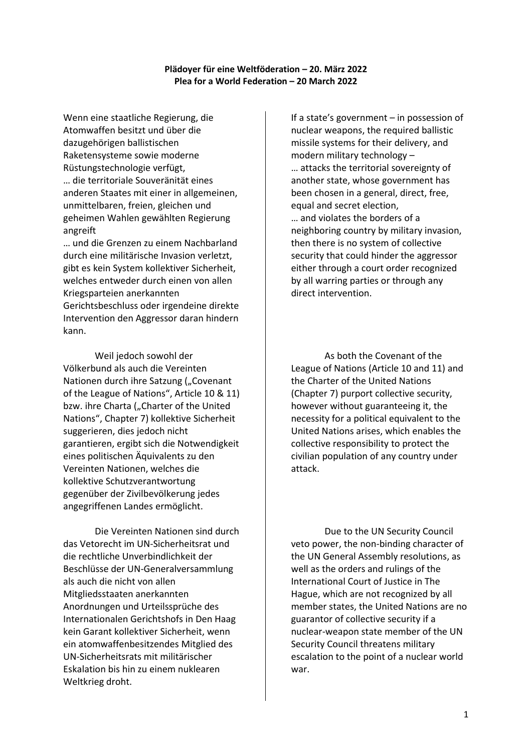**Plädoyer für eine Weltföderation – 20. März 2022**
**Plea for a World Federation – 20 March 2022**

Wenn eine staatliche Regierung, die Atomwaffen besitzt und über die dazugehörigen ballistischen Raketensysteme sowie moderne Rüstungstechnologie verfügt,
… die territoriale Souveränität eines anderen Staates mit einer in allgemeinen, unmittelbaren, freien, gleichen und geheimen Wahlen gewählten Regierung angreift
… und die Grenzen zu einem Nachbarland durch eine militärische Invasion verletzt, gibt es kein System kollektiver Sicherheit, welches entweder durch einen von allen Kriegsparteien anerkannten Gerichtsbeschluss oder irgendeine direkte Intervention den Aggressor daran hindern kann.

Weil jedoch sowohl der Völkerbund als auch die Vereinten Nationen durch ihre Satzung („Covenant of the League of Nations", Article 10 & 11) bzw. ihre Charta („Charter of the United Nations", Chapter 7) kollektive Sicherheit suggerieren, dies jedoch nicht garantieren, ergibt sich die Notwendigkeit eines politischen Äquivalents zu den Vereinten Nationen, welches die kollektive Schutzverantwortung gegenüber der Zivilbevölkerung jedes angegriffenen Landes ermöglicht.

Die Vereinten Nationen sind durch das Vetorecht im UN-Sicherheitsrat und die rechtliche Unverbindlichkeit der Beschlüsse der UN-Generalversammlung als auch die nicht von allen Mitgliedsstaaten anerkannten Anordnungen und Urteilssprüche des Internationalen Gerichtshofs in Den Haag kein Garant kollektiver Sicherheit, wenn ein atomwaffenbesitzendes Mitglied des UN-Sicherheitsrats mit militärischer Eskalation bis hin zu einem nuklearen Weltkrieg droht.

If a state's government – in possession of nuclear weapons, the required ballistic missile systems for their delivery, and modern military technology –
… attacks the territorial sovereignty of another state, whose government has been chosen in a general, direct, free, equal and secret election,
… and violates the borders of a neighboring country by military invasion, then there is no system of collective security that could hinder the aggressor either through a court order recognized by all warring parties or through any direct intervention.

As both the Covenant of the League of Nations (Article 10 and 11) and the Charter of the United Nations (Chapter 7) purport collective security, however without guaranteeing it, the necessity for a political equivalent to the United Nations arises, which enables the collective responsibility to protect the civilian population of any country under attack.

Due to the UN Security Council veto power, the non-binding character of the UN General Assembly resolutions, as well as the orders and rulings of the International Court of Justice in The Hague, which are not recognized by all member states, the United Nations are no guarantor of collective security if a nuclear-weapon state member of the UN Security Council threatens military escalation to the point of a nuclear world war.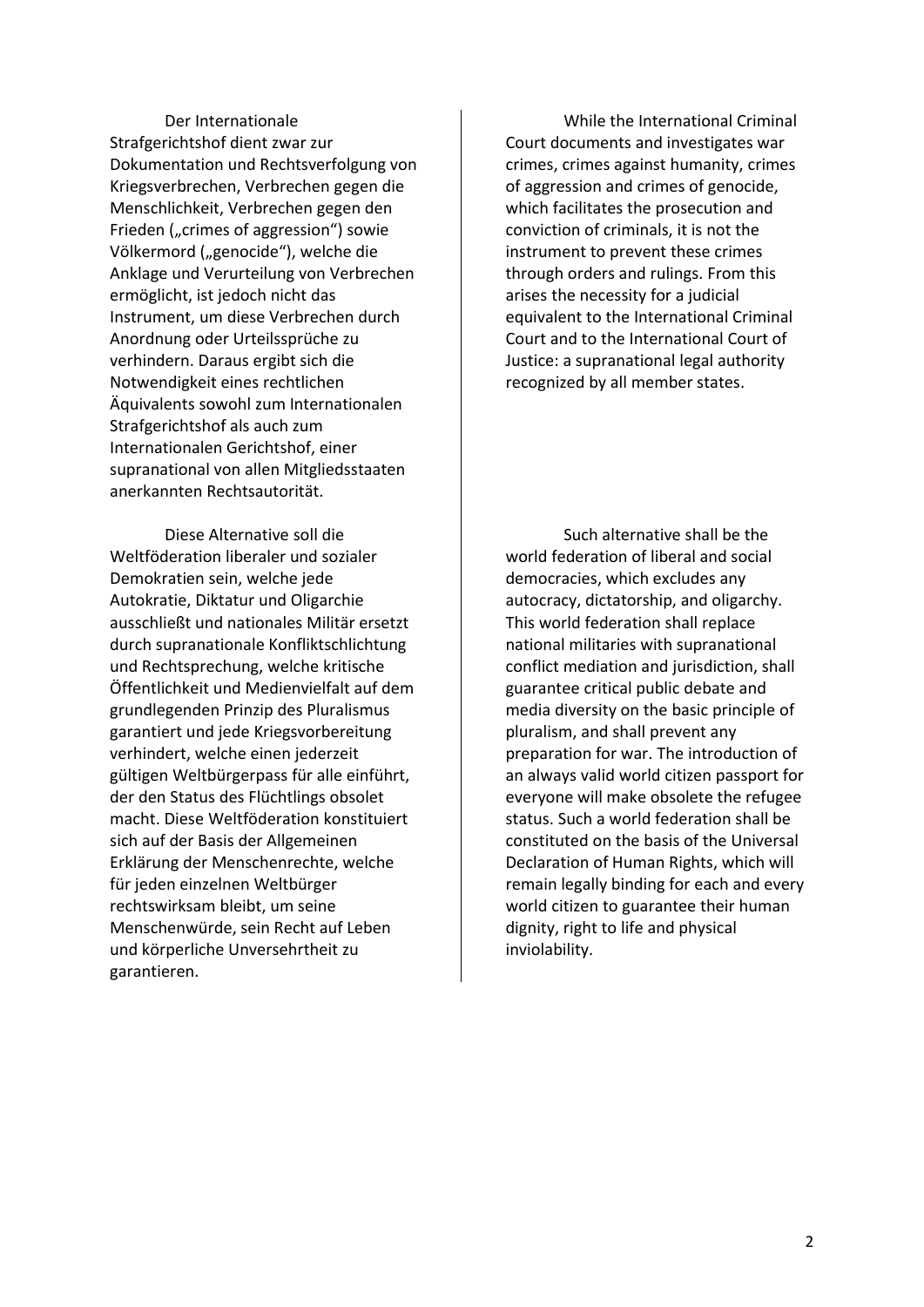Der Internationale Strafgerichtshof dient zwar zur Dokumentation und Rechtsverfolgung von Kriegsverbrechen, Verbrechen gegen die Menschlichkeit, Verbrechen gegen den Frieden („crimes of aggression“) sowie Völkermord („genocide“), welche die Anklage und Verurteilung von Verbrechen ermöglicht, ist jedoch nicht das Instrument, um diese Verbrechen durch Anordnung oder Urteilssprüche zu verhindern. Daraus ergibt sich die Notwendigkeit eines rechtlichen Äquivalents sowohl zum Internationalen Strafgerichtshof als auch zum Internationalen Gerichtshof, einer supranational von allen Mitgliedsstaaten anerkannten Rechtsautorität.

Diese Alternative soll die Weltföderation liberaler und sozialer Demokratien sein, welche jede Autokratie, Diktatur und Oligarchie ausschließt und nationales Militär ersetzt durch supranationale Konfliktschlichtung und Rechtsprechung, welche kritische Öffentlichkeit und Medienvielfalt auf dem grundlegenden Prinzip des Pluralismus garantiert und jede Kriegsvorbereitung verhindert, welche einen jederzeit gültigen Weltbürgerpass für alle einführt, der den Status des Flüchtlings obsolet macht. Diese Weltföderation konstituiert sich auf der Basis der Allgemeinen Erklärung der Menschenrechte, welche für jeden einzelnen Weltbürger rechtswirksam bleibt, um seine Menschenwürde, sein Recht auf Leben und körperliche Unversehrtheit zu garantieren.

While the International Criminal Court documents and investigates war crimes, crimes against humanity, crimes of aggression and crimes of genocide, which facilitates the prosecution and conviction of criminals, it is not the instrument to prevent these crimes through orders and rulings. From this arises the necessity for a judicial equivalent to the International Criminal Court and to the International Court of Justice: a supranational legal authority recognized by all member states.

Such alternative shall be the world federation of liberal and social democracies, which excludes any autocracy, dictatorship, and oligarchy. This world federation shall replace national militaries with supranational conflict mediation and jurisdiction, shall guarantee critical public debate and media diversity on the basic principle of pluralism, and shall prevent any preparation for war. The introduction of an always valid world citizen passport for everyone will make obsolete the refugee status. Such a world federation shall be constituted on the basis of the Universal Declaration of Human Rights, which will remain legally binding for each and every world citizen to guarantee their human dignity, right to life and physical inviolability.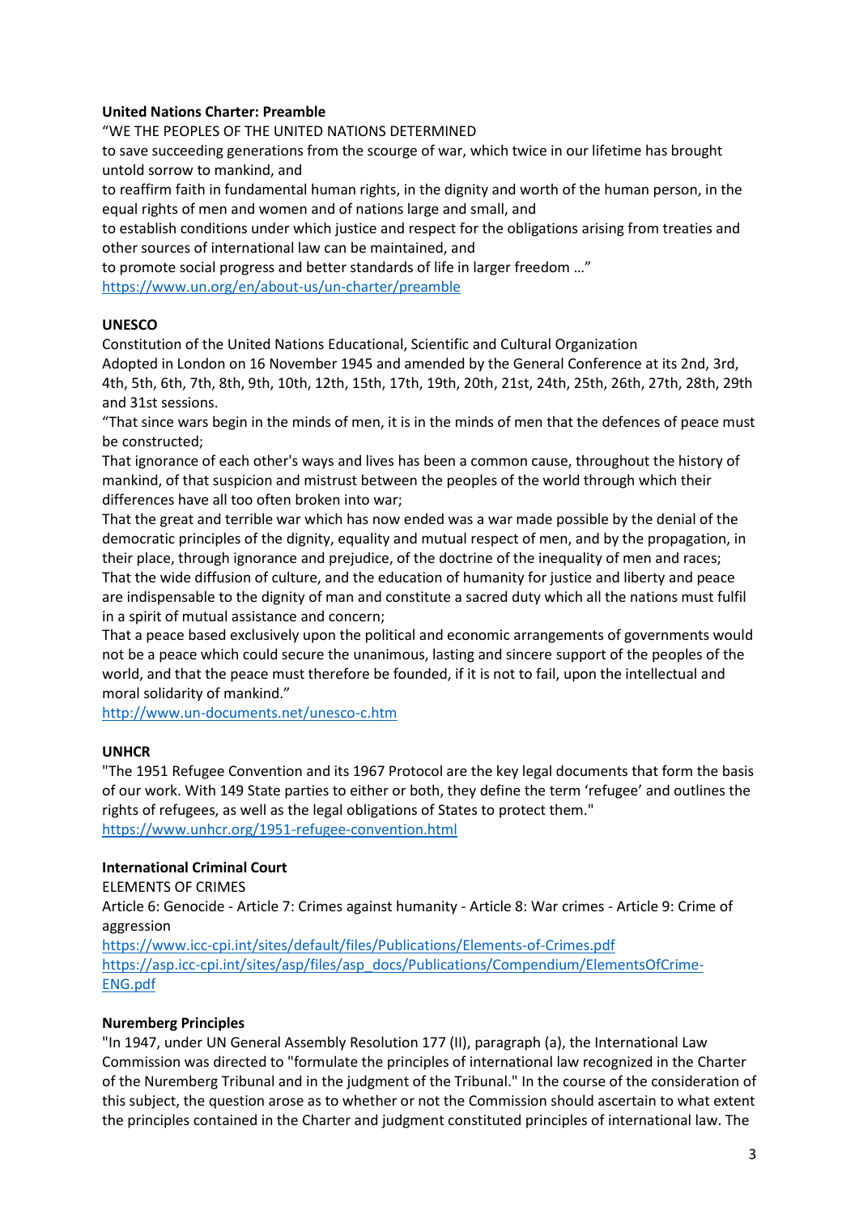**United Nations Charter: Preamble**

"WE THE PEOPLES OF THE UNITED NATIONS DETERMINED

to save succeeding generations from the scourge of war, which twice in our lifetime has brought untold sorrow to mankind, and

to reaffirm faith in fundamental human rights, in the dignity and worth of the human person, in the equal rights of men and women and of nations large and small, and

to establish conditions under which justice and respect for the obligations arising from treaties and other sources of international law can be maintained, and

to promote social progress and better standards of life in larger freedom …"

https://www.un.org/en/about-us/un-charter/preamble

**UNESCO**

Constitution of the United Nations Educational, Scientific and Cultural Organization

Adopted in London on 16 November 1945 and amended by the General Conference at its 2nd, 3rd, 4th, 5th, 6th, 7th, 8th, 9th, 10th, 12th, 15th, 17th, 19th, 20th, 21st, 24th, 25th, 26th, 27th, 28th, 29th and 31st sessions.

"That since wars begin in the minds of men, it is in the minds of men that the defences of peace must be constructed;

That ignorance of each other's ways and lives has been a common cause, throughout the history of mankind, of that suspicion and mistrust between the peoples of the world through which their differences have all too often broken into war;

That the great and terrible war which has now ended was a war made possible by the denial of the democratic principles of the dignity, equality and mutual respect of men, and by the propagation, in their place, through ignorance and prejudice, of the doctrine of the inequality of men and races;

That the wide diffusion of culture, and the education of humanity for justice and liberty and peace are indispensable to the dignity of man and constitute a sacred duty which all the nations must fulfil in a spirit of mutual assistance and concern;

That a peace based exclusively upon the political and economic arrangements of governments would not be a peace which could secure the unanimous, lasting and sincere support of the peoples of the world, and that the peace must therefore be founded, if it is not to fail, upon the intellectual and moral solidarity of mankind."

http://www.un-documents.net/unesco-c.htm

**UNHCR**

"The 1951 Refugee Convention and its 1967 Protocol are the key legal documents that form the basis of our work. With 149 State parties to either or both, they define the term 'refugee' and outlines the rights of refugees, as well as the legal obligations of States to protect them."

https://www.unhcr.org/1951-refugee-convention.html

**International Criminal Court**

ELEMENTS OF CRIMES

Article 6: Genocide - Article 7: Crimes against humanity - Article 8: War crimes - Article 9: Crime of aggression

https://www.icc-cpi.int/sites/default/files/Publications/Elements-of-Crimes.pdf

https://asp.icc-cpi.int/sites/asp/files/asp_docs/Publications/Compendium/ElementsOfCrime-ENG.pdf

**Nuremberg Principles**

"In 1947, under UN General Assembly Resolution 177 (II), paragraph (a), the International Law Commission was directed to "formulate the principles of international law recognized in the Charter of the Nuremberg Tribunal and in the judgment of the Tribunal." In the course of the consideration of this subject, the question arose as to whether or not the Commission should ascertain to what extent the principles contained in the Charter and judgment constituted principles of international law. The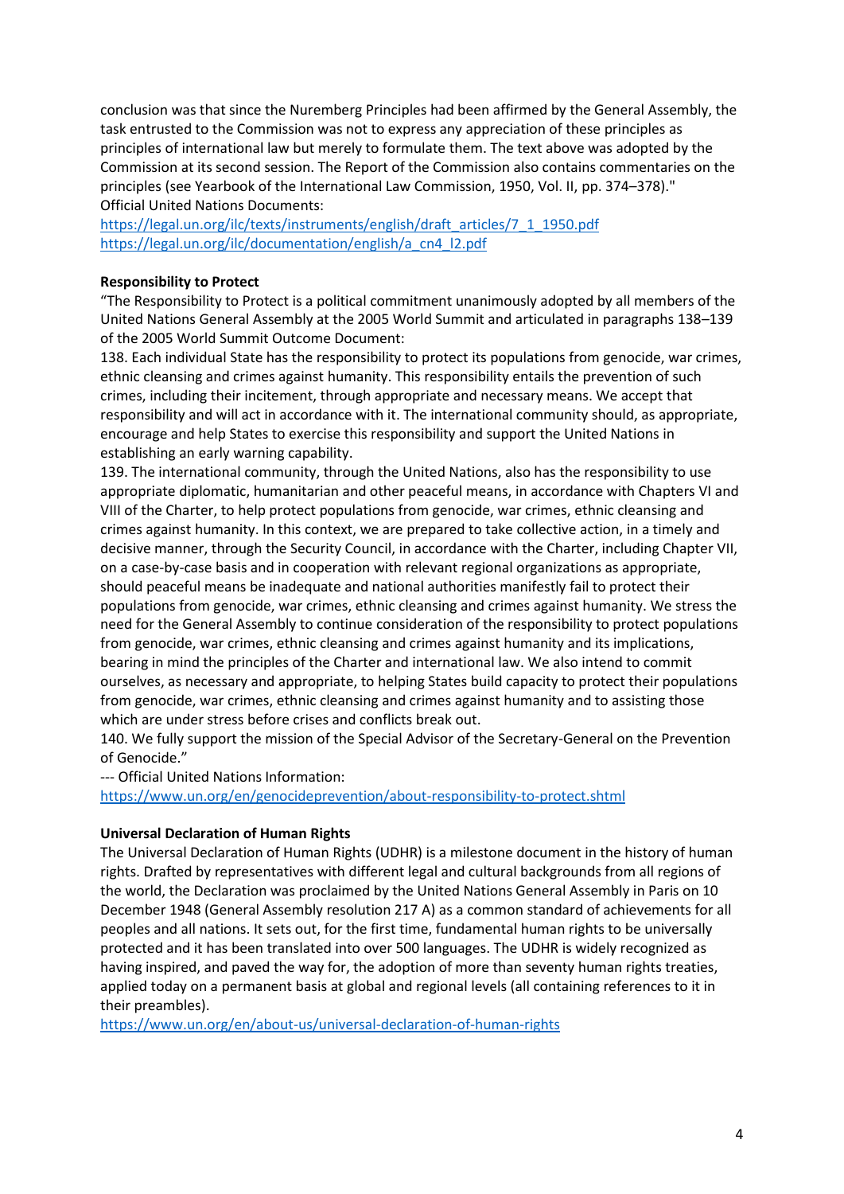conclusion was that since the Nuremberg Principles had been affirmed by the General Assembly, the task entrusted to the Commission was not to express any appreciation of these principles as principles of international law but merely to formulate them. The text above was adopted by the Commission at its second session. The Report of the Commission also contains commentaries on the principles (see Yearbook of the International Law Commission, 1950, Vol. II, pp. 374–378)."
Official United Nations Documents:
https://legal.un.org/ilc/texts/instruments/english/draft_articles/7_1_1950.pdf
https://legal.un.org/ilc/documentation/english/a_cn4_l2.pdf

**Responsibility to Protect**

"The Responsibility to Protect is a political commitment unanimously adopted by all members of the United Nations General Assembly at the 2005 World Summit and articulated in paragraphs 138–139 of the 2005 World Summit Outcome Document:

138. Each individual State has the responsibility to protect its populations from genocide, war crimes, ethnic cleansing and crimes against humanity. This responsibility entails the prevention of such crimes, including their incitement, through appropriate and necessary means. We accept that responsibility and will act in accordance with it. The international community should, as appropriate, encourage and help States to exercise this responsibility and support the United Nations in establishing an early warning capability.

139. The international community, through the United Nations, also has the responsibility to use appropriate diplomatic, humanitarian and other peaceful means, in accordance with Chapters VI and VIII of the Charter, to help protect populations from genocide, war crimes, ethnic cleansing and crimes against humanity. In this context, we are prepared to take collective action, in a timely and decisive manner, through the Security Council, in accordance with the Charter, including Chapter VII, on a case-by-case basis and in cooperation with relevant regional organizations as appropriate, should peaceful means be inadequate and national authorities manifestly fail to protect their populations from genocide, war crimes, ethnic cleansing and crimes against humanity. We stress the need for the General Assembly to continue consideration of the responsibility to protect populations from genocide, war crimes, ethnic cleansing and crimes against humanity and its implications, bearing in mind the principles of the Charter and international law. We also intend to commit ourselves, as necessary and appropriate, to helping States build capacity to protect their populations from genocide, war crimes, ethnic cleansing and crimes against humanity and to assisting those which are under stress before crises and conflicts break out.

140. We fully support the mission of the Special Advisor of the Secretary-General on the Prevention of Genocide."

--- Official United Nations Information:
https://www.un.org/en/genocideprevention/about-responsibility-to-protect.shtml

**Universal Declaration of Human Rights**

The Universal Declaration of Human Rights (UDHR) is a milestone document in the history of human rights. Drafted by representatives with different legal and cultural backgrounds from all regions of the world, the Declaration was proclaimed by the United Nations General Assembly in Paris on 10 December 1948 (General Assembly resolution 217 A) as a common standard of achievements for all peoples and all nations. It sets out, for the first time, fundamental human rights to be universally protected and it has been translated into over 500 languages. The UDHR is widely recognized as having inspired, and paved the way for, the adoption of more than seventy human rights treaties, applied today on a permanent basis at global and regional levels (all containing references to it in their preambles).
https://www.un.org/en/about-us/universal-declaration-of-human-rights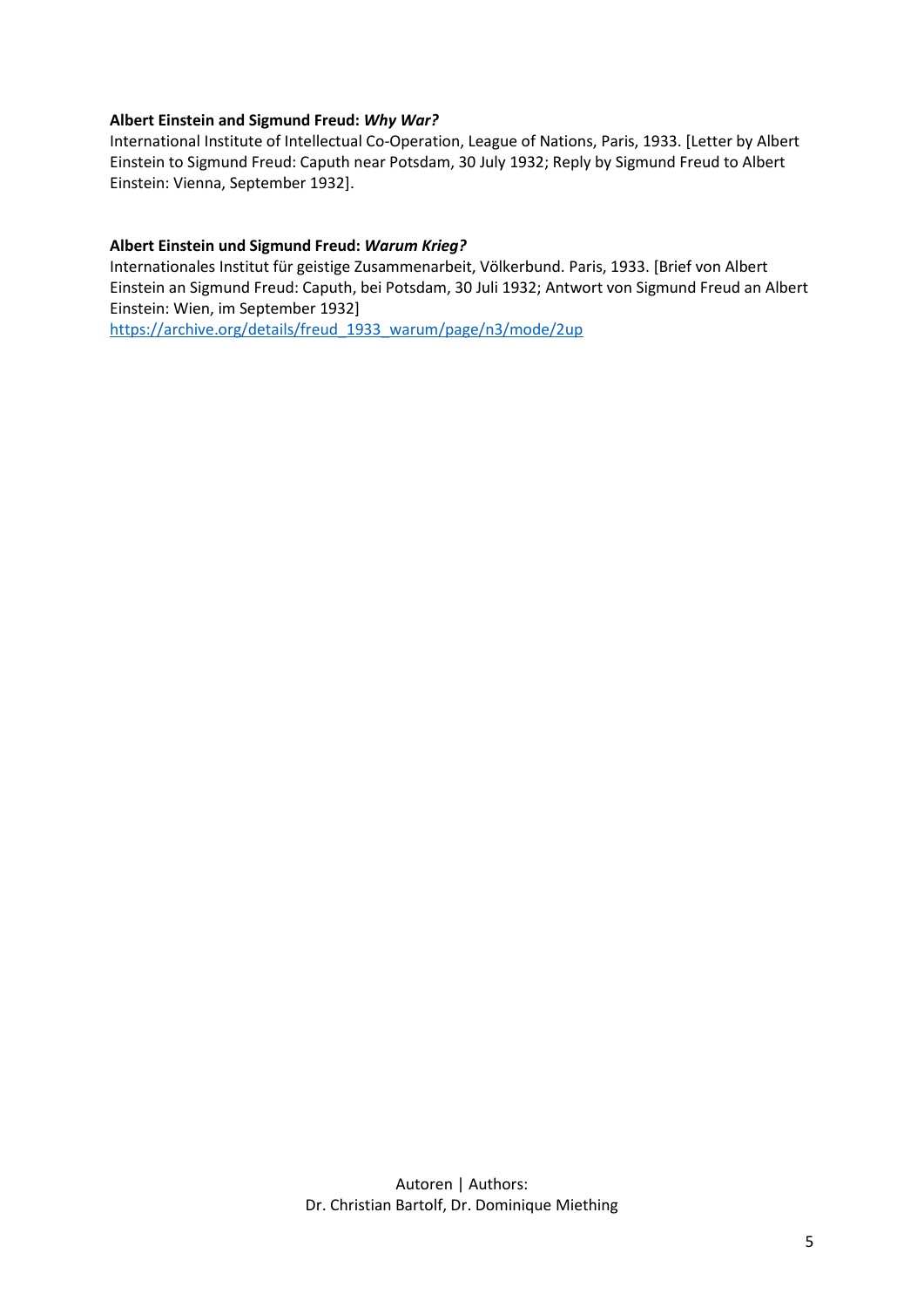**Albert Einstein and Sigmund Freud: *Why War?***
International Institute of Intellectual Co-Operation, League of Nations, Paris, 1933. [Letter by Albert Einstein to Sigmund Freud: Caputh near Potsdam, 30 July 1932; Reply by Sigmund Freud to Albert Einstein: Vienna, September 1932].

**Albert Einstein und Sigmund Freud: *Warum Krieg?***
Internationales Institut für geistige Zusammenarbeit, Völkerbund. Paris, 1933. [Brief von Albert Einstein an Sigmund Freud: Caputh, bei Potsdam, 30 Juli 1932; Antwort von Sigmund Freud an Albert Einstein: Wien, im September 1932]
https://archive.org/details/freud_1933_warum/page/n3/mode/2up

Autoren | Authors:
Dr. Christian Bartolf, Dr. Dominique Miething